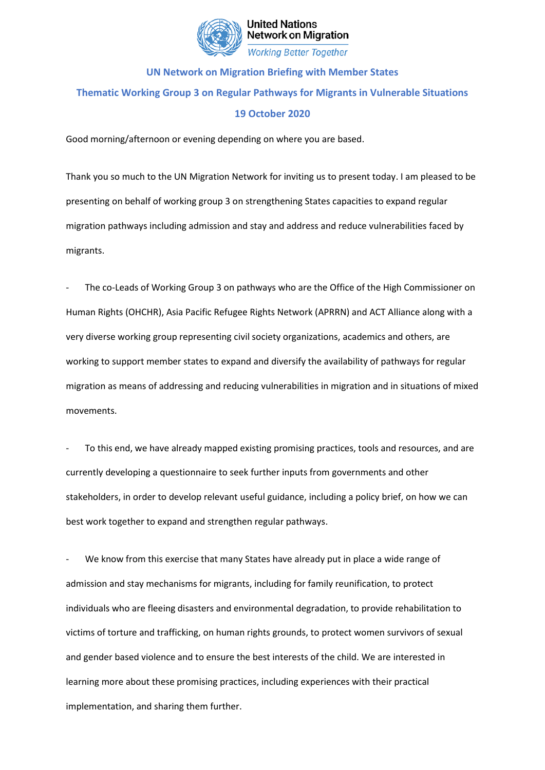**United Nations Network on Migration**
*Working Better Together*

## UN Network on Migration Briefing with Member States

## Thematic Working Group 3 on Regular Pathways for Migrants in Vulnerable Situations

## 19 October 2020

Good morning/afternoon or evening depending on where you are based.

Thank you so much to the UN Migration Network for inviting us to present today. I am pleased to be presenting on behalf of working group 3 on strengthening States capacities to expand regular migration pathways including admission and stay and address and reduce vulnerabilities faced by migrants.

- The co-Leads of Working Group 3 on pathways who are the Office of the High Commissioner on Human Rights (OHCHR), Asia Pacific Refugee Rights Network (APRRN) and ACT Alliance along with a very diverse working group representing civil society organizations, academics and others, are working to support member states to expand and diversify the availability of pathways for regular migration as means of addressing and reducing vulnerabilities in migration and in situations of mixed movements.

- To this end, we have already mapped existing promising practices, tools and resources, and are currently developing a questionnaire to seek further inputs from governments and other stakeholders, in order to develop relevant useful guidance, including a policy brief, on how we can best work together to expand and strengthen regular pathways.

- We know from this exercise that many States have already put in place a wide range of admission and stay mechanisms for migrants, including for family reunification, to protect individuals who are fleeing disasters and environmental degradation, to provide rehabilitation to victims of torture and trafficking, on human rights grounds, to protect women survivors of sexual and gender based violence and to ensure the best interests of the child. We are interested in learning more about these promising practices, including experiences with their practical implementation, and sharing them further.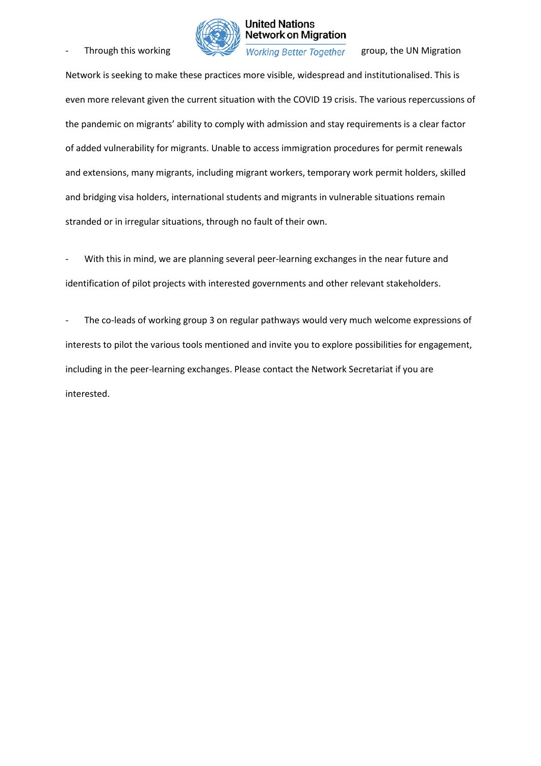- Through this working group, the UN Migration Network is seeking to make these practices more visible, widespread and institutionalised. This is even more relevant given the current situation with the COVID 19 crisis. The various repercussions of the pandemic on migrants' ability to comply with admission and stay requirements is a clear factor of added vulnerability for migrants. Unable to access immigration procedures for permit renewals and extensions, many migrants, including migrant workers, temporary work permit holders, skilled and bridging visa holders, international students and migrants in vulnerable situations remain stranded or in irregular situations, through no fault of their own.

- With this in mind, we are planning several peer-learning exchanges in the near future and identification of pilot projects with interested governments and other relevant stakeholders.

- The co-leads of working group 3 on regular pathways would very much welcome expressions of interests to pilot the various tools mentioned and invite you to explore possibilities for engagement, including in the peer-learning exchanges. Please contact the Network Secretariat if you are interested.